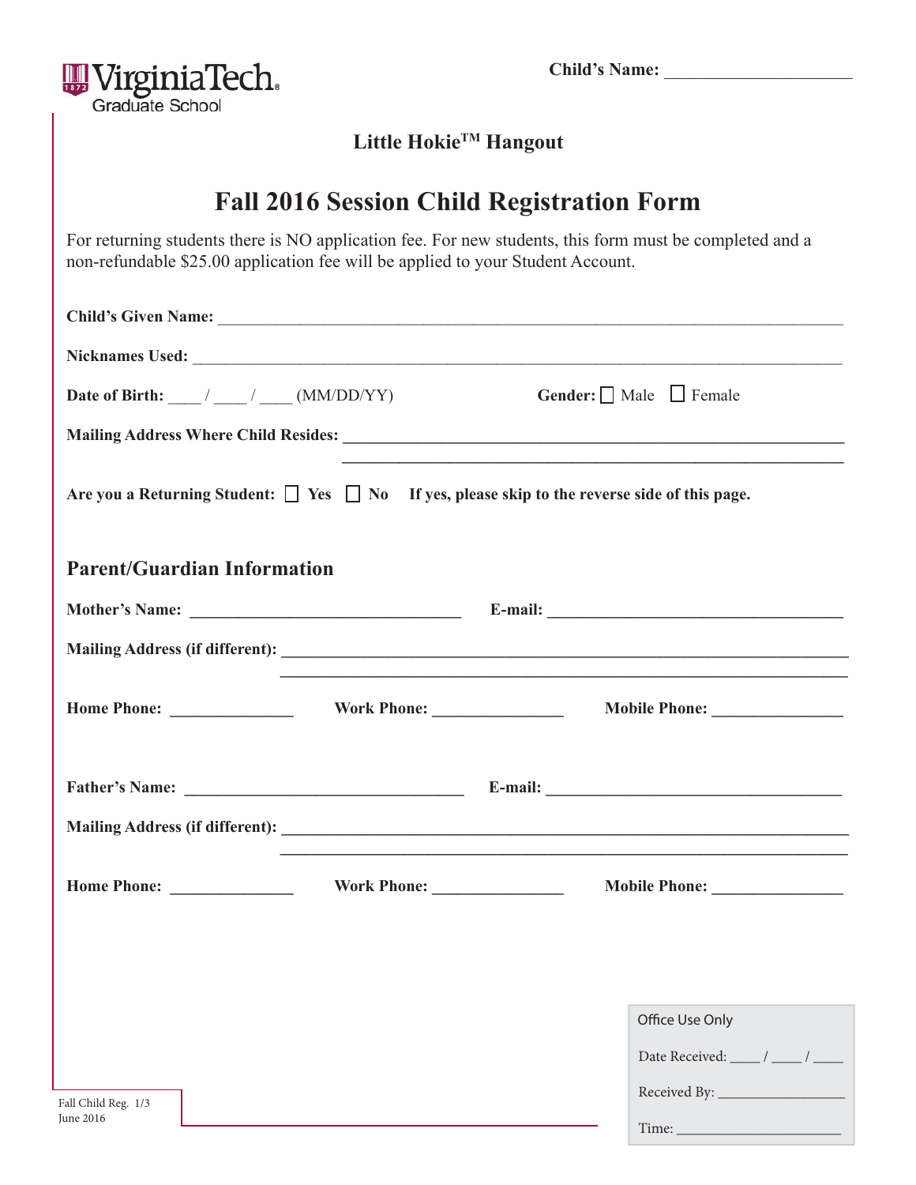Virginia Tech Graduate School

**Child's Name:** ____________________

### Little Hokie™ Hangout

# Fall 2016 Session Child Registration Form

For returning students there is NO application fee. For new students, this form must be completed and a non-refundable $25.00 application fee will be applied to your Student Account.

**Child's Given Name:** ________________________________________________

**Nicknames Used:** ________________________________________________

**Date of Birth:** ____ / ____ / ____ (MM/DD/YY)  **Gender:** ☐ Male ☐ Female

**Mailing Address Where Child Resides:** ________________________________________________
________________________________________________

**Are you a Returning Student:** ☐ **Yes** ☐ **No** **If yes, please skip to the reverse side of this page.**

## Parent/Guardian Information

**Mother's Name:** ______________________ **E-mail:** ______________________

**Mailing Address (if different):** ________________________________________________
________________________________________________

**Home Phone:** ____________ **Work Phone:** ____________ **Mobile Phone:** ____________

**Father's Name:** ______________________ **E-mail:** ______________________

**Mailing Address (if different):** ________________________________________________
________________________________________________

**Home Phone:** ____________ **Work Phone:** ____________ **Mobile Phone:** ____________

Fall Child Reg. 1/3
June 2016

| Office Use Only |
|---|
| Date Received: ____ / ____ / ____ |
| Received By: ______________ |
| Time: ______________ |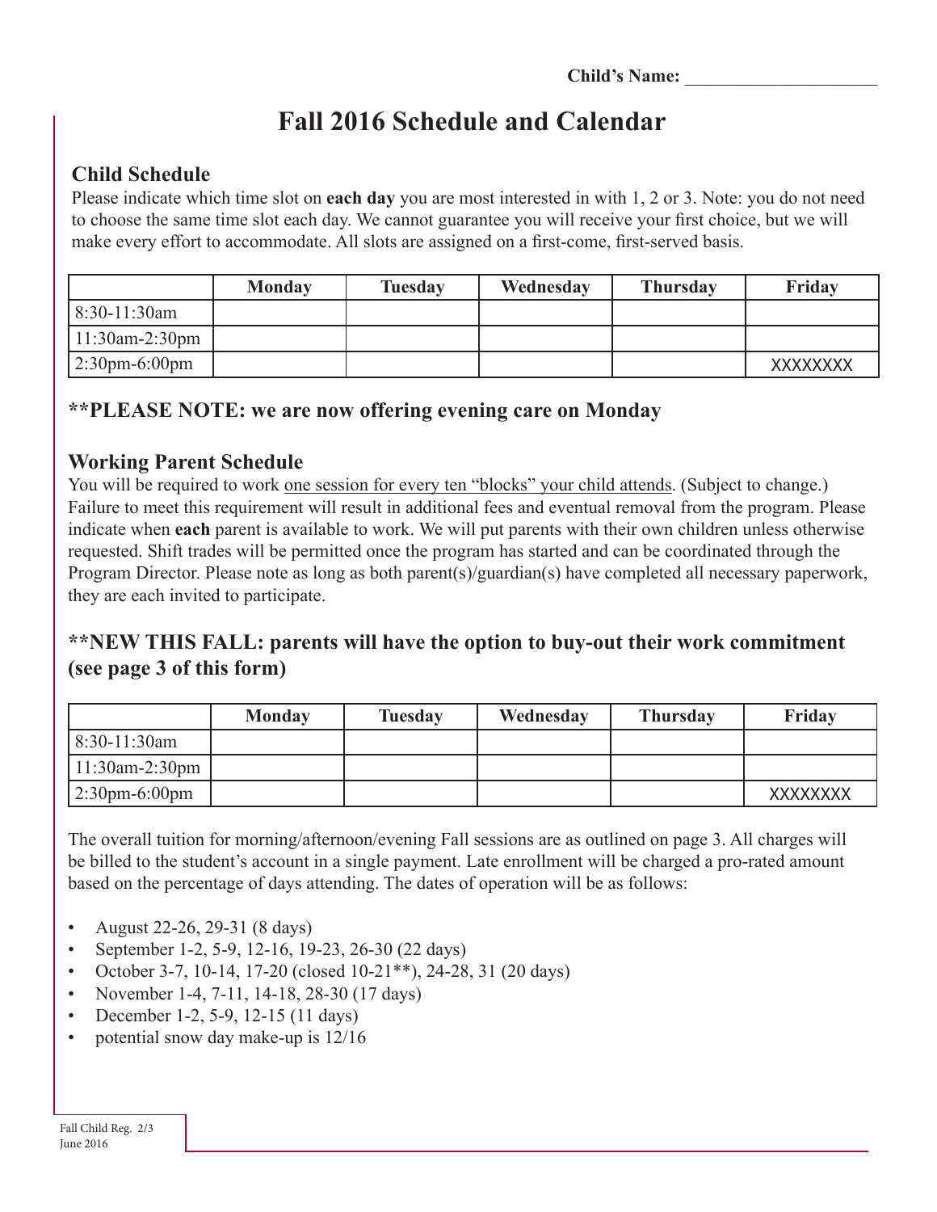Child's Name: ______________________

# Fall 2016 Schedule and Calendar

## Child Schedule

Please indicate which time slot on **each day** you are most interested in with 1, 2 or 3. Note: you do not need to choose the same time slot each day. We cannot guarantee you will receive your first choice, but we will make every effort to accommodate. All slots are assigned on a first-come, first-served basis.

| | Monday | Tuesday | Wednesday | Thursday | Friday |
|---|---|---|---|---|---|
| 8:30-11:30am | | | | | |
| 11:30am-2:30pm | | | | | |
| 2:30pm-6:00pm | | | | | XXXXXXXX |

## **PLEASE NOTE: we are now offering evening care on Monday

## Working Parent Schedule

You will be required to work one session for every ten "blocks" your child attends. (Subject to change.) Failure to meet this requirement will result in additional fees and eventual removal from the program. Please indicate when **each** parent is available to work. We will put parents with their own children unless otherwise requested. Shift trades will be permitted once the program has started and can be coordinated through the Program Director. Please note as long as both parent(s)/guardian(s) have completed all necessary paperwork, they are each invited to participate.

## **NEW THIS FALL: parents will have the option to buy-out their work commitment (see page 3 of this form)

| | Monday | Tuesday | Wednesday | Thursday | Friday |
|---|---|---|---|---|---|
| 8:30-11:30am | | | | | |
| 11:30am-2:30pm | | | | | |
| 2:30pm-6:00pm | | | | | XXXXXXXX |

The overall tuition for morning/afternoon/evening Fall sessions are as outlined on page 3. All charges will be billed to the student's account in a single payment. Late enrollment will be charged a pro-rated amount based on the percentage of days attending. The dates of operation will be as follows:

- August 22-26, 29-31 (8 days)
- September 1-2, 5-9, 12-16, 19-23, 26-30 (22 days)
- October 3-7, 10-14, 17-20 (closed 10-21**), 24-28, 31 (20 days)
- November 1-4, 7-11, 14-18, 28-30 (17 days)
- December 1-2, 5-9, 12-15 (11 days)
- potential snow day make-up is 12/16

Fall Child Reg. 2/3
June 2016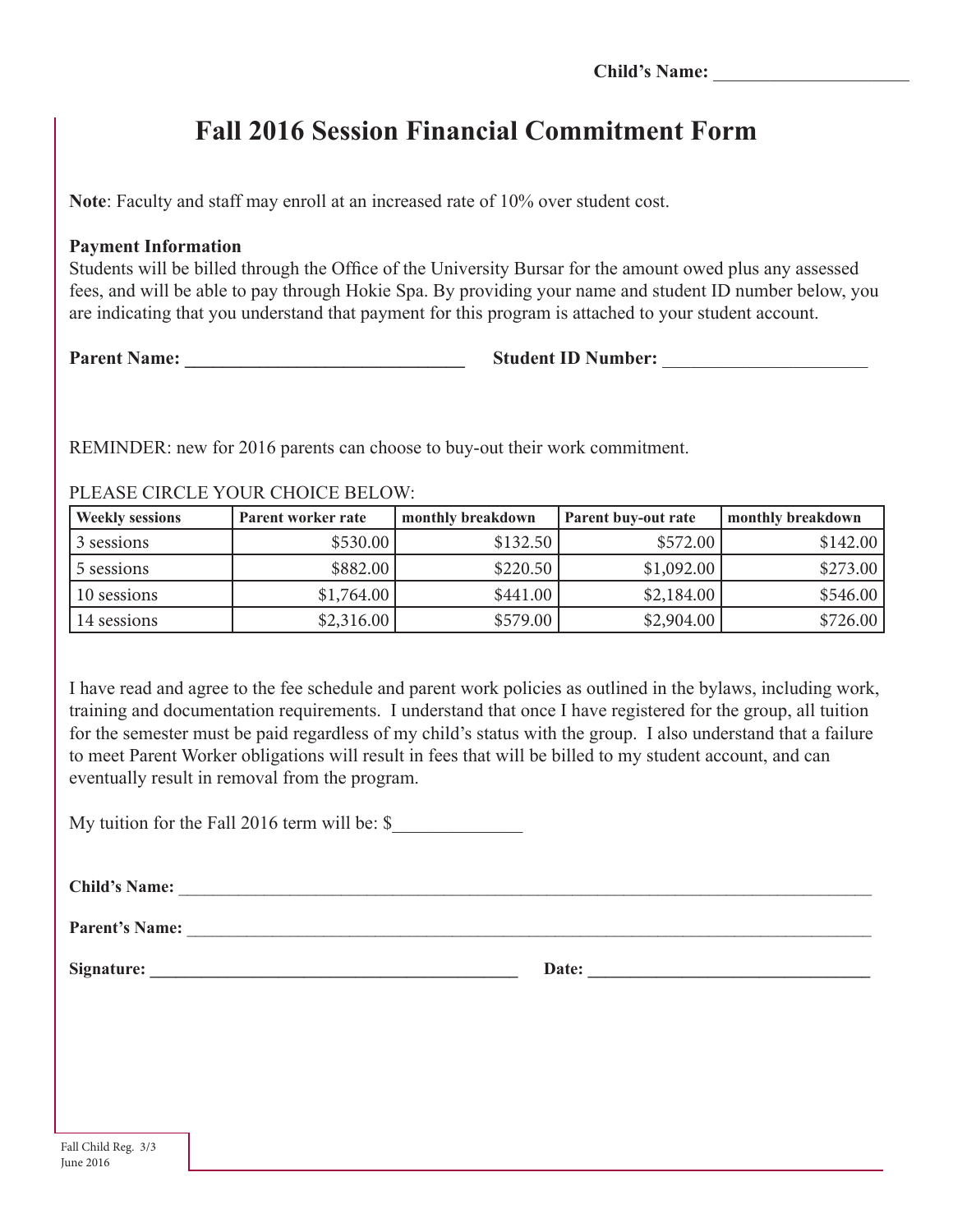Child's Name: ____________________

# Fall 2016 Session Financial Commitment Form

**Note**: Faculty and staff may enroll at an increased rate of 10% over student cost.

**Payment Information**
Students will be billed through the Office of the University Bursar for the amount owed plus any assessed fees, and will be able to pay through Hokie Spa. By providing your name and student ID number below, you are indicating that you understand that payment for this program is attached to your student account.

**Parent Name: ____________________________** **Student ID Number: ____________________**

REMINDER: new for 2016 parents can choose to buy-out their work commitment.

PLEASE CIRCLE YOUR CHOICE BELOW:

| Weekly sessions | Parent worker rate | monthly breakdown | Parent buy-out rate | monthly breakdown |
|---|---|---|---|---|
| 3 sessions | $530.00 | $132.50 | $572.00 | $142.00 |
| 5 sessions | $882.00 | $220.50 | $1,092.00 | $273.00 |
| 10 sessions | $1,764.00 | $441.00 | $2,184.00 | $546.00 |
| 14 sessions | $2,316.00 | $579.00 | $2,904.00 | $726.00 |

I have read and agree to the fee schedule and parent work policies as outlined in the bylaws, including work, training and documentation requirements. I understand that once I have registered for the group, all tuition for the semester must be paid regardless of my child's status with the group. I also understand that a failure to meet Parent Worker obligations will result in fees that will be billed to my student account, and can eventually result in removal from the program.

My tuition for the Fall 2016 term will be: $_____________

**Child's Name:** ____________________________________________________________

**Parent's Name:** ___________________________________________________________

**Signature: ______________________________________** **Date: ___________________________**

Fall Child Reg. 3/3
June 2016